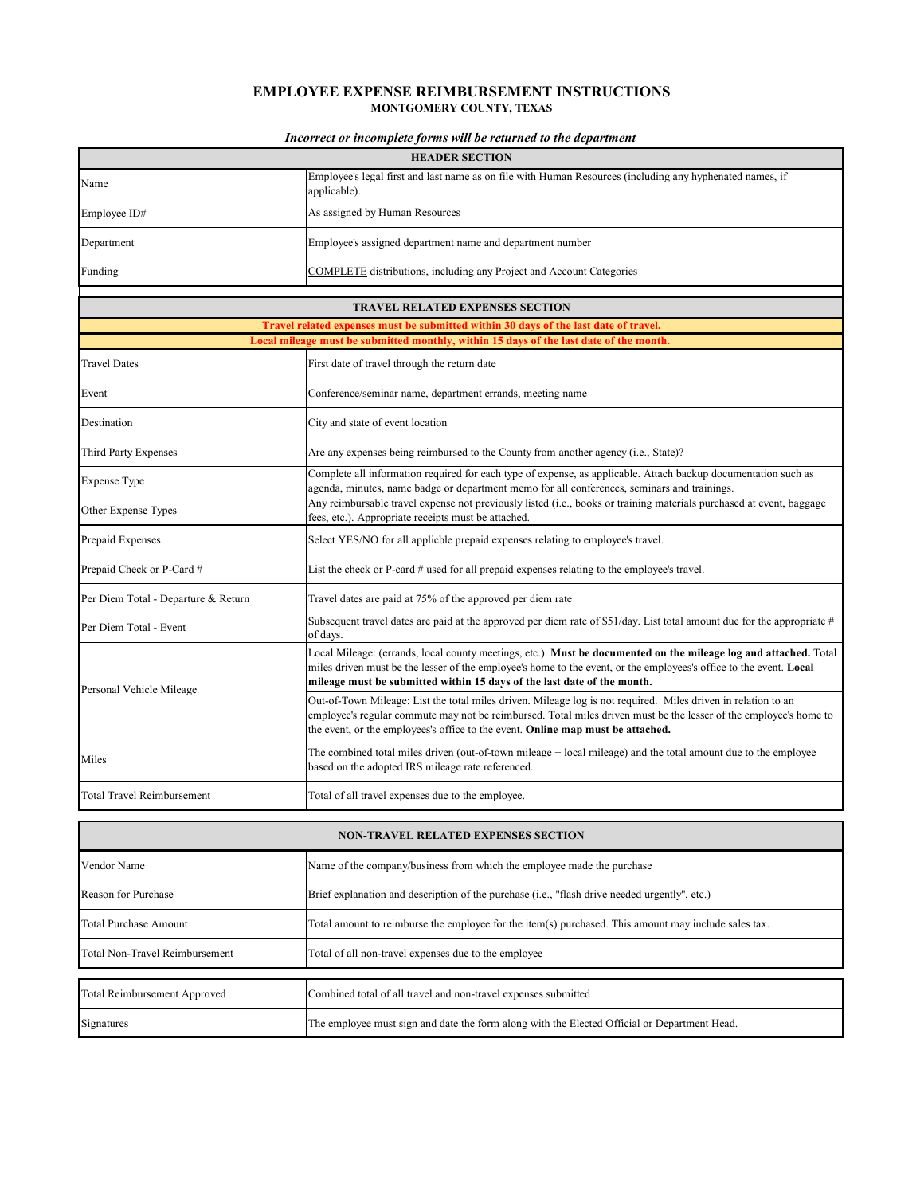# EMPLOYEE EXPENSE REIMBURSEMENT INSTRUCTIONS

## MONTGOMERY COUNTY, TEXAS

***Incorrect or incomplete forms will be returned to the department***

| HEADER SECTION | |
|---|---|
| Name | Employee's legal first and last name as on file with Human Resources (including any hyphenated names, if applicable). |
| Employee ID# | As assigned by Human Resources |
| Department | Employee's assigned department name and department number |
| Funding | COMPLETE distributions, including any Project and Account Categories |

| TRAVEL RELATED EXPENSES SECTION | |
|---|---|
| **Travel related expenses must be submitted within 30 days of the last date of travel.** | |
| **Local mileage must be submitted monthly, within 15 days of the last date of the month.** | |
| Travel Dates | First date of travel through the return date |
| Event | Conference/seminar name, department errands, meeting name |
| Destination | City and state of event location |
| Third Party Expenses | Are any expenses being reimbursed to the County from another agency (i.e., State)? |
| Expense Type | Complete all information required for each type of expense, as applicable. Attach backup documentation such as agenda, minutes, name badge or department memo for all conferences, seminars and trainings. |
| Other Expense Types | Any reimbursable travel expense not previously listed (i.e., books or training materials purchased at event, baggage fees, etc.). Appropriate receipts must be attached. |
| Prepaid Expenses | Select YES/NO for all applicble prepaid expenses relating to employee's travel. |
| Prepaid Check or P-Card # | List the check or P-card # used for all prepaid expenses relating to the employee's travel. |
| Per Diem Total - Departure & Return | Travel dates are paid at 75% of the approved per diem rate |
| Per Diem Total - Event | Subsequent travel dates are paid at the approved per diem rate of $51/day. List total amount due for the appropriate # of days. |
| Personal Vehicle Mileage | Local Mileage: (errands, local county meetings, etc.). **Must be documented on the mileage log and attached.** Total miles driven must be the lesser of the employee's home to the event, or the employees's office to the event. **Local mileage must be submitted within 15 days of the last date of the month.** |
| | Out-of-Town Mileage: List the total miles driven. Mileage log is not required. Miles driven in relation to an employee's regular commute may not be reimbursed. Total miles driven must be the lesser of the employee's home to the event, or the employees's office to the event. **Online map must be attached.** |
| Miles | The combined total miles driven (out-of-town mileage + local mileage) and the total amount due to the employee based on the adopted IRS mileage rate referenced. |
| Total Travel Reimbursement | Total of all travel expenses due to the employee. |

| NON-TRAVEL RELATED EXPENSES SECTION | |
|---|---|
| Vendor Name | Name of the company/business from which the employee made the purchase |
| Reason for Purchase | Brief explanation and description of the purchase (i.e., "flash drive needed urgently", etc.) |
| Total Purchase Amount | Total amount to reimburse the employee for the item(s) purchased. This amount may include sales tax. |
| Total Non-Travel Reimbursement | Total of all non-travel expenses due to the employee |

| | |
|---|---|
| Total Reimbursement Approved | Combined total of all travel and non-travel expenses submitted |
| Signatures | The employee must sign and date the form along with the Elected Official or Department Head. |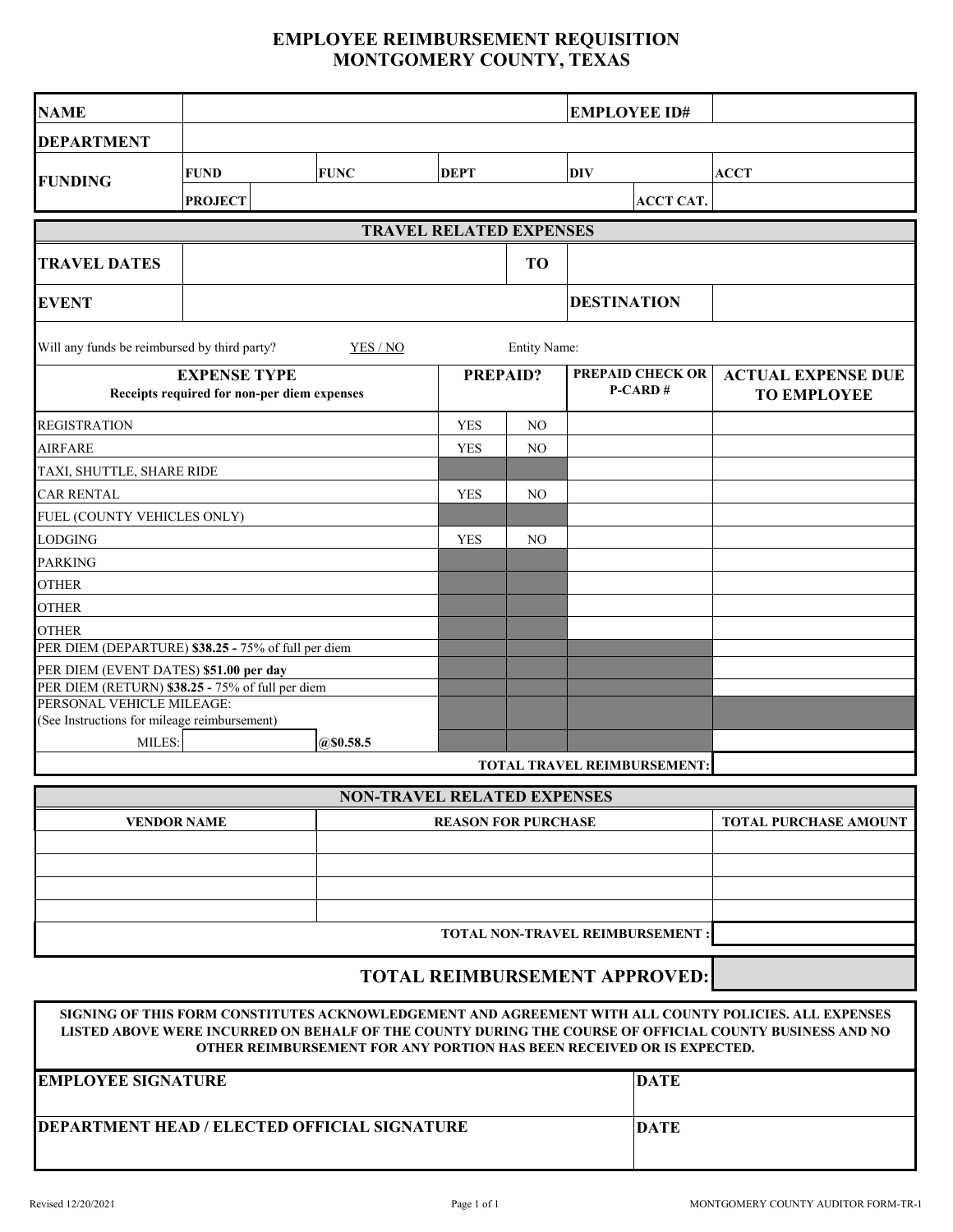# EMPLOYEE REIMBURSEMENT REQUISITION
# MONTGOMERY COUNTY, TEXAS

| **NAME** | | | | **EMPLOYEE ID#** | |
|---|---|---|---|---|---|
| **DEPARTMENT** | | | | | |
| **FUNDING** | **FUND** | **FUNC** | **DEPT** | **DIV** | **ACCT** |
| | **PROJECT** | | | **ACCT CAT.** | |

## TRAVEL RELATED EXPENSES

| **TRAVEL DATES** | | **TO** | |
|---|---|---|---|
| **EVENT** | | **DESTINATION** | |

Will any funds be reimbursed by third party? YES / NO Entity Name:

| **EXPENSE TYPE** Receipts required for non-per diem expenses | **PREPAID?** | | **PREPAID CHECK OR P-CARD #** | **ACTUAL EXPENSE DUE TO EMPLOYEE** |
|---|---|---|---|---|
| REGISTRATION | YES | NO | | |
| AIRFARE | YES | NO | | |
| TAXI, SHUTTLE, SHARE RIDE | | | | |
| CAR RENTAL | YES | NO | | |
| FUEL (COUNTY VEHICLES ONLY) | | | | |
| LODGING | YES | NO | | |
| PARKING | | | | |
| OTHER | | | | |
| OTHER | | | | |
| OTHER | | | | |
| PER DIEM (DEPARTURE) **$38.25 -** 75% of full per diem | | | | |
| PER DIEM (EVENT DATES) **$51.00 per day** | | | | |
| PER DIEM (RETURN) **$38.25 -** 75% of full per diem | | | | |
| PERSONAL VEHICLE MILEAGE: (See Instructions for mileage reimbursement) | | | | |
| MILES: ______ **@$0.58.5** | | | | |
| | | | **TOTAL TRAVEL REIMBURSEMENT:** | |

## NON-TRAVEL RELATED EXPENSES

| **VENDOR NAME** | **REASON FOR PURCHASE** | **TOTAL PURCHASE AMOUNT** |
|---|---|---|
| | | |
| | | |
| | | |
| | | |
| | **TOTAL NON-TRAVEL REIMBURSEMENT :** | |

## TOTAL REIMBURSEMENT APPROVED:

**SIGNING OF THIS FORM CONSTITUTES ACKNOWLEDGEMENT AND AGREEMENT WITH ALL COUNTY POLICIES. ALL EXPENSES LISTED ABOVE WERE INCURRED ON BEHALF OF THE COUNTY DURING THE COURSE OF OFFICIAL COUNTY BUSINESS AND NO OTHER REIMBURSEMENT FOR ANY PORTION HAS BEEN RECEIVED OR IS EXPECTED.**

| **EMPLOYEE SIGNATURE** | **DATE** |
|---|---|
| **DEPARTMENT HEAD / ELECTED OFFICIAL SIGNATURE** | **DATE** |

Revised 12/20/2021

MONTGOMERY COUNTY AUDITOR FORM-TR-1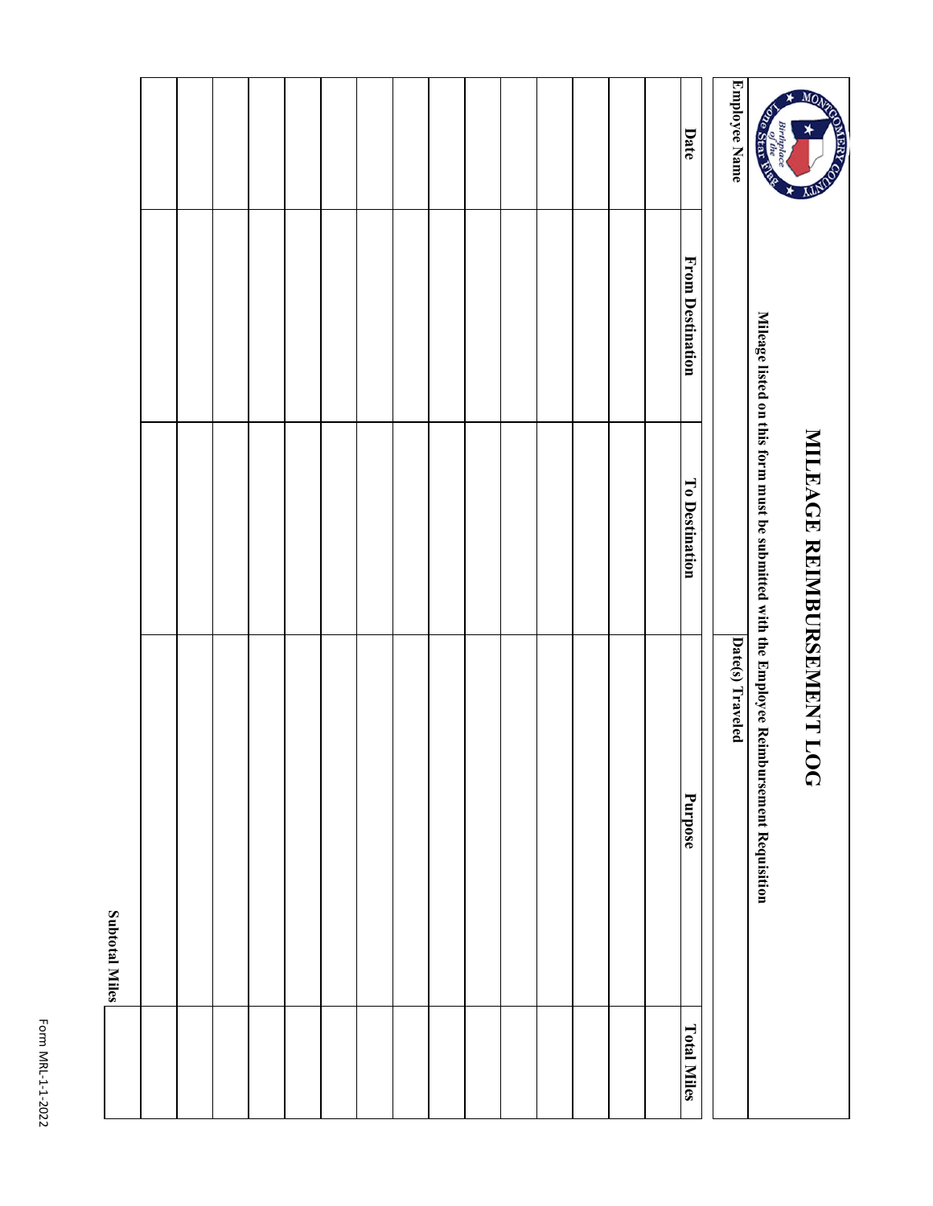# MILEAGE REIMBURSEMENT LOG

**Mileage listed on this form must be submitted with the Employee Reimbursement Requisition**

**Employee Name** | **Date(s) Traveled**

| Date | From Destination | To Destination | Purpose | Total Miles |
|---|---|---|---|---|
| | | | | |
| | | | | |
| | | | | |
| | | | | |
| | | | | |
| | | | | |
| | | | | |
| | | | | |
| | | | | |
| | | | | |
| | | | | |
| | | | | |
| | | | | |
| | | | | |
| | | | | |
| | | | **Subtotal Miles** | |

Form MRL-1-1-2022